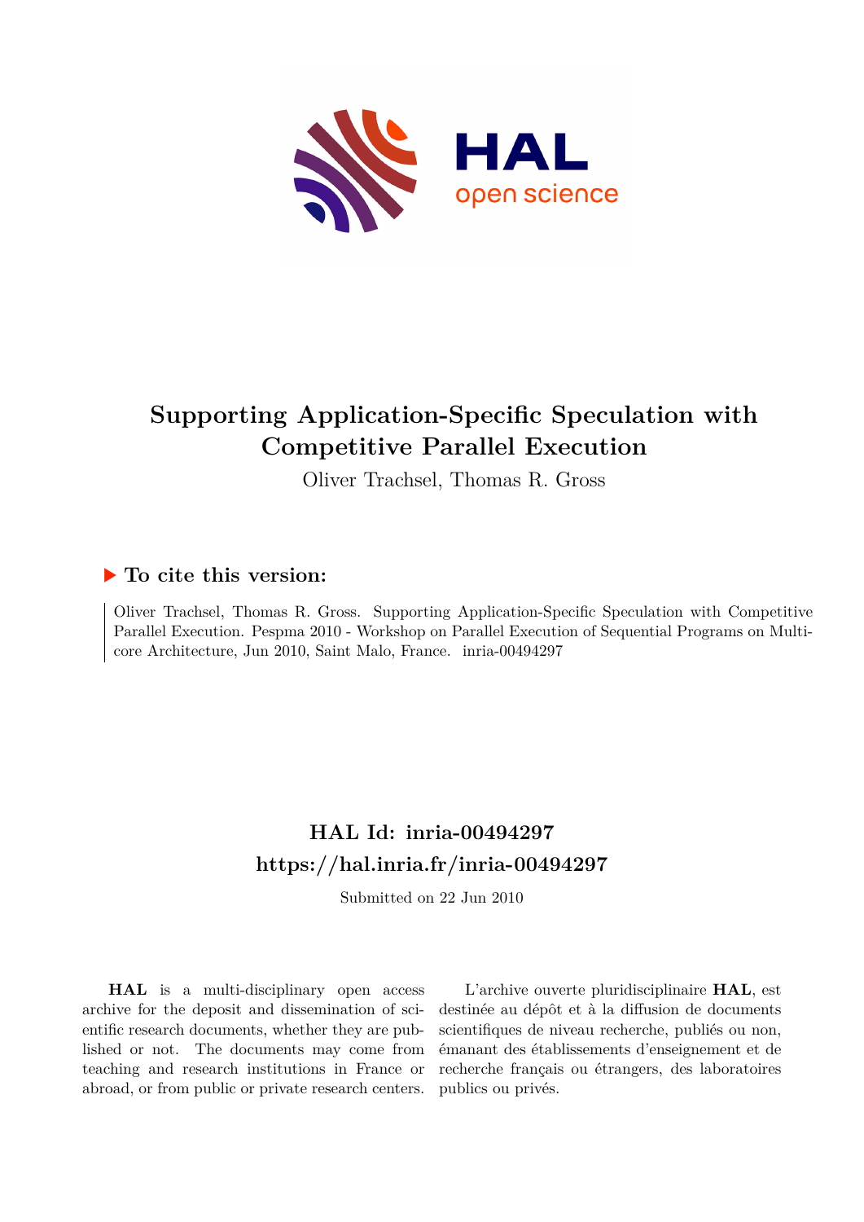# Supporting Application-Specific Speculation with Competitive Parallel Execution

Oliver Trachsel, Thomas R. Gross

## ▶ To cite this version:

Oliver Trachsel, Thomas R. Gross. Supporting Application-Specific Speculation with Competitive Parallel Execution. Pespma 2010 - Workshop on Parallel Execution of Sequential Programs on Multicore Architecture, Jun 2010, Saint Malo, France. inria-00494297

## HAL Id: inria-00494297
## https://hal.inria.fr/inria-00494297

Submitted on 22 Jun 2010

**HAL** is a multi-disciplinary open access archive for the deposit and dissemination of scientific research documents, whether they are published or not. The documents may come from teaching and research institutions in France or abroad, or from public or private research centers.

L'archive ouverte pluridisciplinaire **HAL**, est destinée au dépôt et à la diffusion de documents scientifiques de niveau recherche, publiés ou non, émanant des établissements d'enseignement et de recherche français ou étrangers, des laboratoires publics ou privés.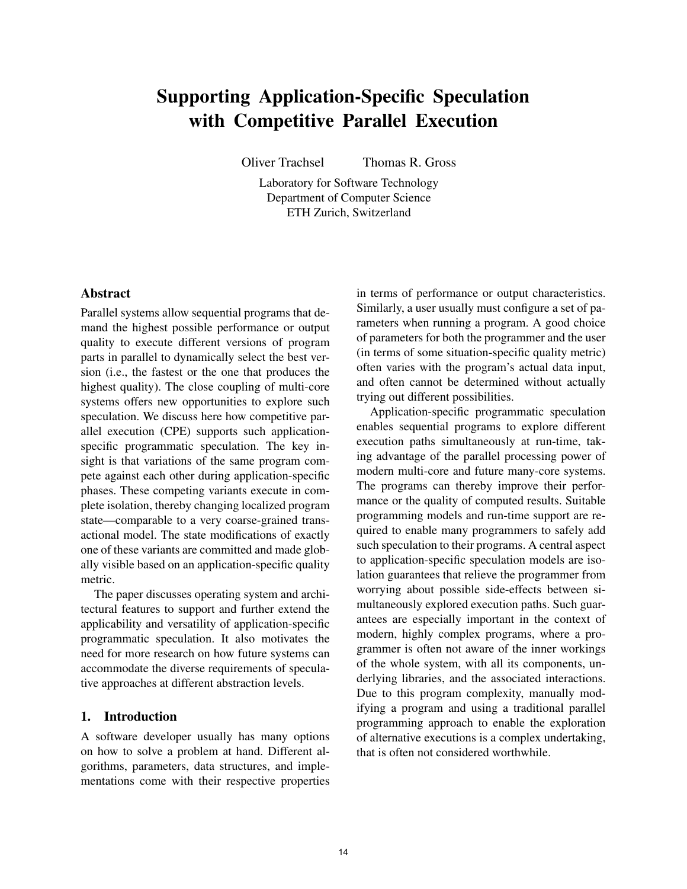# Supporting Application-Specific Speculation with Competitive Parallel Execution

Oliver Trachsel    Thomas R. Gross

Laboratory for Software Technology
Department of Computer Science
ETH Zurich, Switzerland

## Abstract

Parallel systems allow sequential programs that demand the highest possible performance or output quality to execute different versions of program parts in parallel to dynamically select the best version (i.e., the fastest or the one that produces the highest quality). The close coupling of multi-core systems offers new opportunities to explore such speculation. We discuss here how competitive parallel execution (CPE) supports such application-specific programmatic speculation. The key insight is that variations of the same program compete against each other during application-specific phases. These competing variants execute in complete isolation, thereby changing localized program state—comparable to a very coarse-grained transactional model. The state modifications of exactly one of these variants are committed and made globally visible based on an application-specific quality metric.

The paper discusses operating system and architectural features to support and further extend the applicability and versatility of application-specific programmatic speculation. It also motivates the need for more research on how future systems can accommodate the diverse requirements of speculative approaches at different abstraction levels.

## 1. Introduction

A software developer usually has many options on how to solve a problem at hand. Different algorithms, parameters, data structures, and implementations come with their respective properties in terms of performance or output characteristics. Similarly, a user usually must configure a set of parameters when running a program. A good choice of parameters for both the programmer and the user (in terms of some situation-specific quality metric) often varies with the program's actual data input, and often cannot be determined without actually trying out different possibilities.

Application-specific programmatic speculation enables sequential programs to explore different execution paths simultaneously at run-time, taking advantage of the parallel processing power of modern multi-core and future many-core systems. The programs can thereby improve their performance or the quality of computed results. Suitable programming models and run-time support are required to enable many programmers to safely add such speculation to their programs. A central aspect to application-specific speculation models are isolation guarantees that relieve the programmer from worrying about possible side-effects between simultaneously explored execution paths. Such guarantees are especially important in the context of modern, highly complex programs, where a programmer is often not aware of the inner workings of the whole system, with all its components, underlying libraries, and the associated interactions. Due to this program complexity, manually modifying a program and using a traditional parallel programming approach to enable the exploration of alternative executions is a complex undertaking, that is often not considered worthwhile.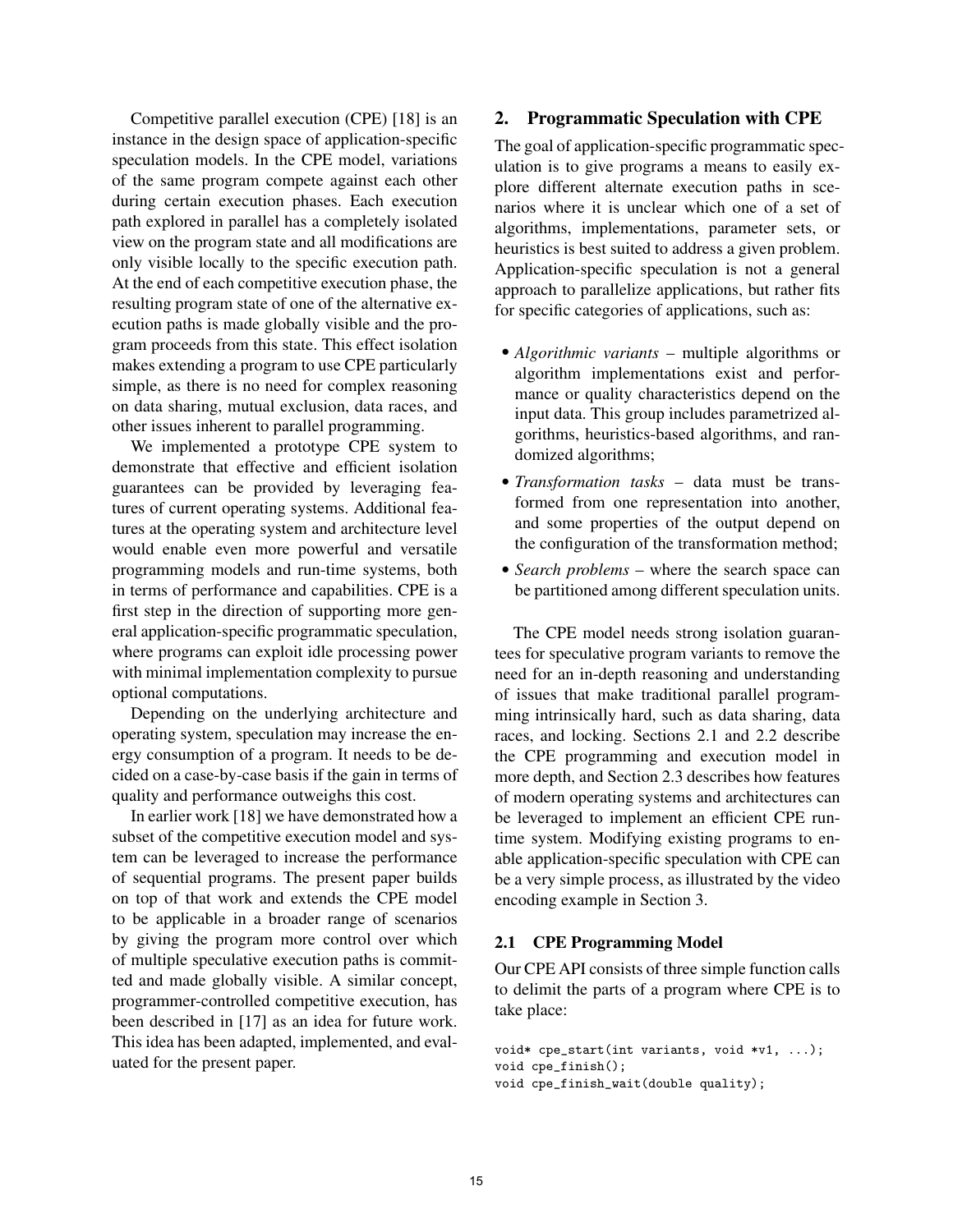Competitive parallel execution (CPE) [18] is an instance in the design space of application-specific speculation models. In the CPE model, variations of the same program compete against each other during certain execution phases. Each execution path explored in parallel has a completely isolated view on the program state and all modifications are only visible locally to the specific execution path. At the end of each competitive execution phase, the resulting program state of one of the alternative execution paths is made globally visible and the program proceeds from this state. This effect isolation makes extending a program to use CPE particularly simple, as there is no need for complex reasoning on data sharing, mutual exclusion, data races, and other issues inherent to parallel programming.

We implemented a prototype CPE system to demonstrate that effective and efficient isolation guarantees can be provided by leveraging features of current operating systems. Additional features at the operating system and architecture level would enable even more powerful and versatile programming models and run-time systems, both in terms of performance and capabilities. CPE is a first step in the direction of supporting more general application-specific programmatic speculation, where programs can exploit idle processing power with minimal implementation complexity to pursue optional computations.

Depending on the underlying architecture and operating system, speculation may increase the energy consumption of a program. It needs to be decided on a case-by-case basis if the gain in terms of quality and performance outweighs this cost.

In earlier work [18] we have demonstrated how a subset of the competitive execution model and system can be leveraged to increase the performance of sequential programs. The present paper builds on top of that work and extends the CPE model to be applicable in a broader range of scenarios by giving the program more control over which of multiple speculative execution paths is committed and made globally visible. A similar concept, programmer-controlled competitive execution, has been described in [17] as an idea for future work. This idea has been adapted, implemented, and evaluated for the present paper.

## 2. Programmatic Speculation with CPE

The goal of application-specific programmatic speculation is to give programs a means to easily explore different alternate execution paths in scenarios where it is unclear which one of a set of algorithms, implementations, parameter sets, or heuristics is best suited to address a given problem. Application-specific speculation is not a general approach to parallelize applications, but rather fits for specific categories of applications, such as:

- *Algorithmic variants* – multiple algorithms or algorithm implementations exist and performance or quality characteristics depend on the input data. This group includes parametrized algorithms, heuristics-based algorithms, and randomized algorithms;
- *Transformation tasks* – data must be transformed from one representation into another, and some properties of the output depend on the configuration of the transformation method;
- *Search problems* – where the search space can be partitioned among different speculation units.

The CPE model needs strong isolation guarantees for speculative program variants to remove the need for an in-depth reasoning and understanding of issues that make traditional parallel programming intrinsically hard, such as data sharing, data races, and locking. Sections 2.1 and 2.2 describe the CPE programming and execution model in more depth, and Section 2.3 describes how features of modern operating systems and architectures can be leveraged to implement an efficient CPE runtime system. Modifying existing programs to enable application-specific speculation with CPE can be a very simple process, as illustrated by the video encoding example in Section 3.

### 2.1 CPE Programming Model

Our CPE API consists of three simple function calls to delimit the parts of a program where CPE is to take place:

```
void* cpe_start(int variants, void *v1, ...);
void cpe_finish();
void cpe_finish_wait(double quality);
```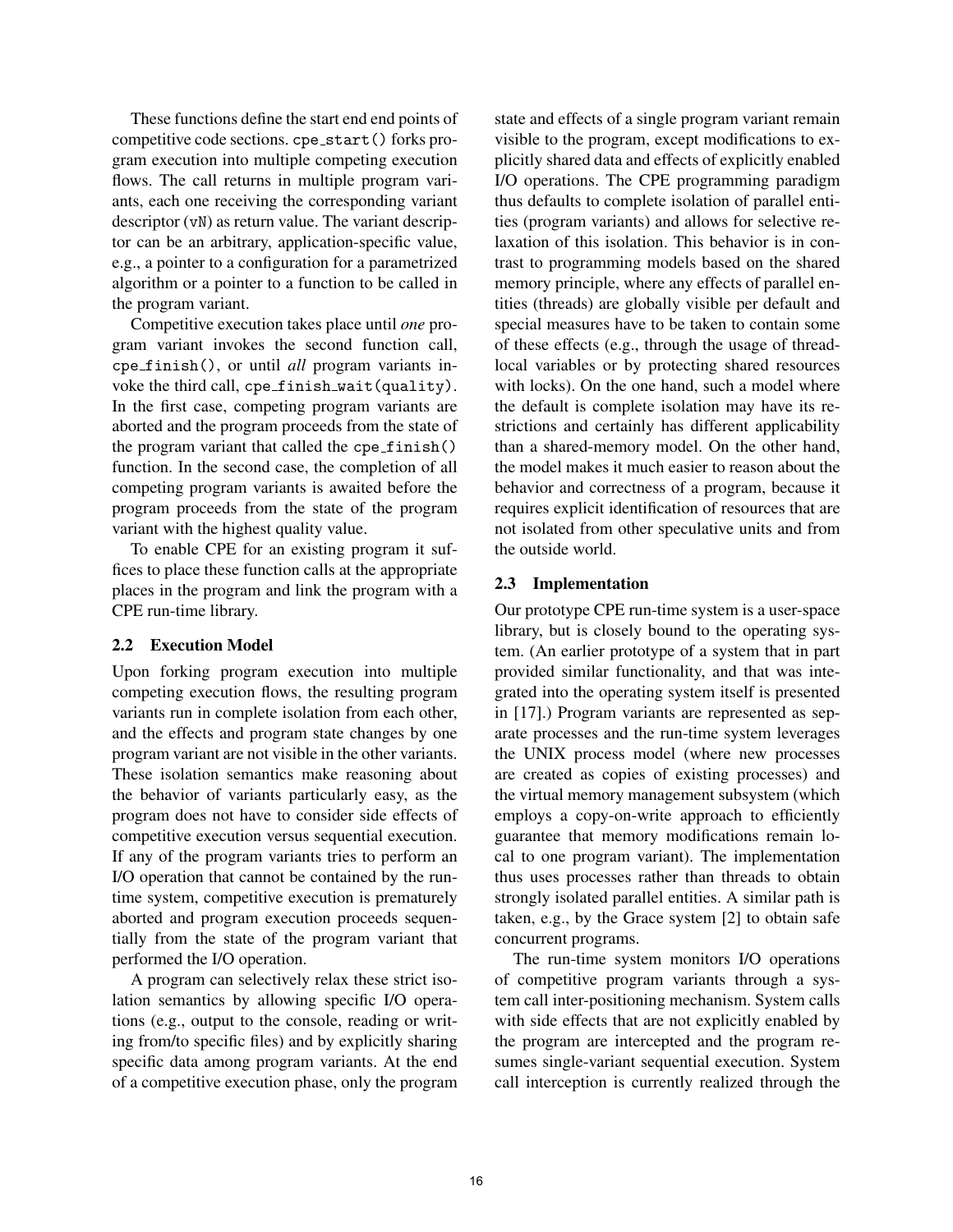These functions define the start end end points of competitive code sections. `cpe_start()` forks program execution into multiple competing execution flows. The call returns in multiple program variants, each one receiving the corresponding variant descriptor (`vN`) as return value. The variant descriptor can be an arbitrary, application-specific value, e.g., a pointer to a configuration for a parametrized algorithm or a pointer to a function to be called in the program variant.

Competitive execution takes place until *one* program variant invokes the second function call, `cpe_finish()`, or until *all* program variants invoke the third call, `cpe_finish_wait(quality)`. In the first case, competing program variants are aborted and the program proceeds from the state of the program variant that called the `cpe_finish()` function. In the second case, the completion of all competing program variants is awaited before the program proceeds from the state of the program variant with the highest quality value.

To enable CPE for an existing program it suffices to place these function calls at the appropriate places in the program and link the program with a CPE run-time library.

### 2.2 Execution Model

Upon forking program execution into multiple competing execution flows, the resulting program variants run in complete isolation from each other, and the effects and program state changes by one program variant are not visible in the other variants. These isolation semantics make reasoning about the behavior of variants particularly easy, as the program does not have to consider side effects of competitive execution versus sequential execution. If any of the program variants tries to perform an I/O operation that cannot be contained by the run-time system, competitive execution is prematurely aborted and program execution proceeds sequentially from the state of the program variant that performed the I/O operation.

A program can selectively relax these strict isolation semantics by allowing specific I/O operations (e.g., output to the console, reading or writing from/to specific files) and by explicitly sharing specific data among program variants. At the end of a competitive execution phase, only the program state and effects of a single program variant remain visible to the program, except modifications to explicitly shared data and effects of explicitly enabled I/O operations. The CPE programming paradigm thus defaults to complete isolation of parallel entities (program variants) and allows for selective relaxation of this isolation. This behavior is in contrast to programming models based on the shared memory principle, where any effects of parallel entities (threads) are globally visible per default and special measures have to be taken to contain some of these effects (e.g., through the usage of thread-local variables or by protecting shared resources with locks). On the one hand, such a model where the default is complete isolation may have its restrictions and certainly has different applicability than a shared-memory model. On the other hand, the model makes it much easier to reason about the behavior and correctness of a program, because it requires explicit identification of resources that are not isolated from other speculative units and from the outside world.

### 2.3 Implementation

Our prototype CPE run-time system is a user-space library, but is closely bound to the operating system. (An earlier prototype of a system that in part provided similar functionality, and that was integrated into the operating system itself is presented in [17].) Program variants are represented as separate processes and the run-time system leverages the UNIX process model (where new processes are created as copies of existing processes) and the virtual memory management subsystem (which employs a copy-on-write approach to efficiently guarantee that memory modifications remain local to one program variant). The implementation thus uses processes rather than threads to obtain strongly isolated parallel entities. A similar path is taken, e.g., by the Grace system [2] to obtain safe concurrent programs.

The run-time system monitors I/O operations of competitive program variants through a system call inter-positioning mechanism. System calls with side effects that are not explicitly enabled by the program are intercepted and the program resumes single-variant sequential execution. System call interception is currently realized through the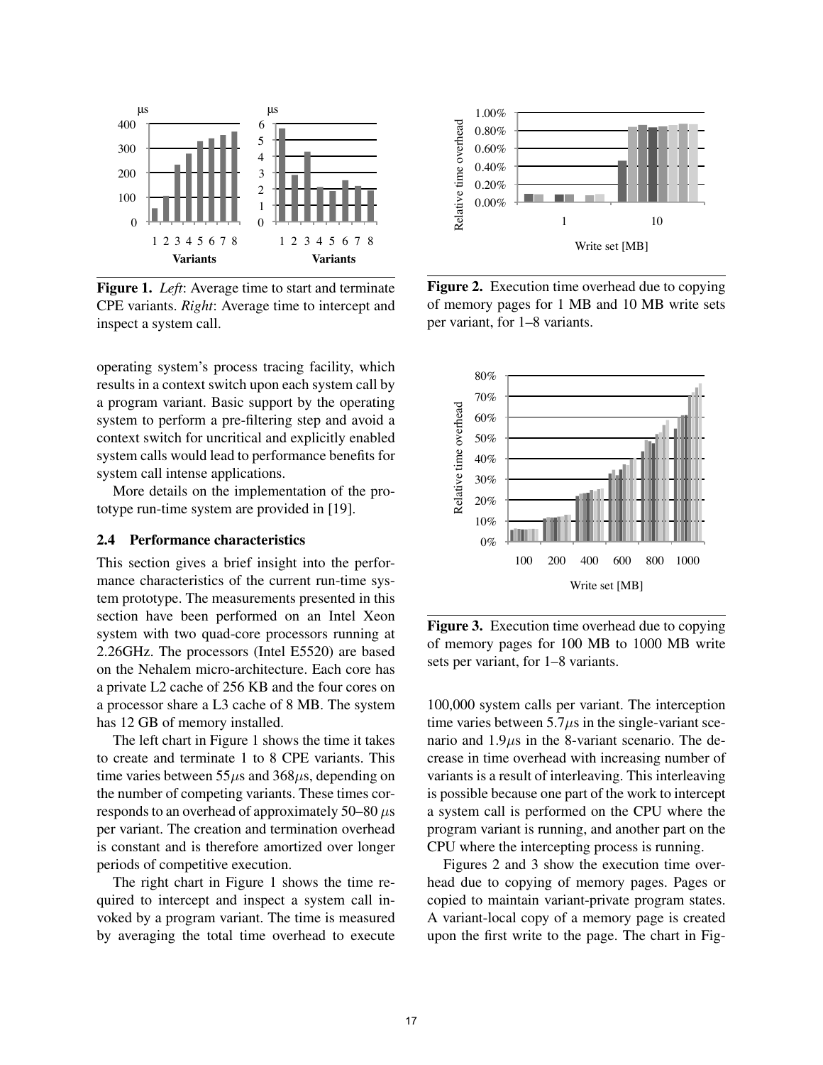Figure 1. *Left*: Average time to start and terminate CPE variants. *Right*: Average time to intercept and inspect a system call.

Figure 2. Execution time overhead due to copying of memory pages for 1 MB and 10 MB write sets per variant, for 1–8 variants.

Figure 3. Execution time overhead due to copying of memory pages for 100 MB to 1000 MB write sets per variant, for 1–8 variants.

operating system's process tracing facility, which results in a context switch upon each system call by a program variant. Basic support by the operating system to perform a pre-filtering step and avoid a context switch for uncritical and explicitly enabled system calls would lead to performance benefits for system call intense applications.

More details on the implementation of the prototype run-time system are provided in [19].

### 2.4 Performance characteristics

This section gives a brief insight into the performance characteristics of the current run-time system prototype. The measurements presented in this section have been performed on an Intel Xeon system with two quad-core processors running at 2.26GHz. The processors (Intel E5520) are based on the Nehalem micro-architecture. Each core has a private L2 cache of 256 KB and the four cores on a processor share a L3 cache of 8 MB. The system has 12 GB of memory installed.

The left chart in Figure 1 shows the time it takes to create and terminate 1 to 8 CPE variants. This time varies between $55\mu$s and $368\mu$s, depending on the number of competing variants. These times corresponds to an overhead of approximately 50–80 $\mu$s per variant. The creation and termination overhead is constant and is therefore amortized over longer periods of competitive execution.

The right chart in Figure 1 shows the time required to intercept and inspect a system call invoked by a program variant. The time is measured by averaging the total time overhead to execute 100,000 system calls per variant. The interception time varies between $5.7\mu$s in the single-variant scenario and $1.9\mu$s in the 8-variant scenario. The decrease in time overhead with increasing number of variants is a result of interleaving. This interleaving is possible because one part of the work to intercept a system call is performed on the CPU where the program variant is running, and another part on the CPU where the intercepting process is running.

Figures 2 and 3 show the execution time overhead due to copying of memory pages. Pages or copied to maintain variant-private program states. A variant-local copy of a memory page is created upon the first write to the page. The chart in Fig-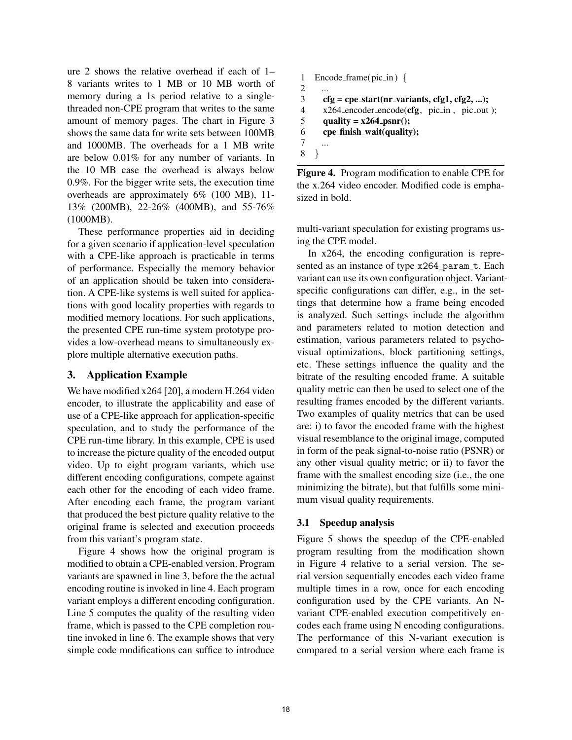ure 2 shows the relative overhead if each of 1–8 variants writes to 1 MB or 10 MB worth of memory during a 1s period relative to a single-threaded non-CPE program that writes to the same amount of memory pages. The chart in Figure 3 shows the same data for write sets between 100MB and 1000MB. The overheads for a 1 MB write are below 0.01% for any number of variants. In the 10 MB case the overhead is always below 0.9%. For the bigger write sets, the execution time overheads are approximately 6% (100 MB), 11-13% (200MB), 22-26% (400MB), and 55-76% (1000MB).

These performance properties aid in deciding for a given scenario if application-level speculation with a CPE-like approach is practicable in terms of performance. Especially the memory behavior of an application should be taken into consideration. A CPE-like systems is well suited for applications with good locality properties with regards to modified memory locations. For such applications, the presented CPE run-time system prototype provides a low-overhead means to simultaneously explore multiple alternative execution paths.

## 3. Application Example

We have modified x264 [20], a modern H.264 video encoder, to illustrate the applicability and ease of use of a CPE-like approach for application-specific speculation, and to study the performance of the CPE run-time library. In this example, CPE is used to increase the picture quality of the encoded output video. Up to eight program variants, which use different encoding configurations, compete against each other for the encoding of each video frame. After encoding each frame, the program variant that produced the best picture quality relative to the original frame is selected and execution proceeds from this variant's program state.

Figure 4 shows how the original program is modified to obtain a CPE-enabled version. Program variants are spawned in line 3, before the the actual encoding routine is invoked in line 4. Each program variant employs a different encoding configuration. Line 5 computes the quality of the resulting video frame, which is passed to the CPE completion routine invoked in line 6. The example shows that very simple code modifications can suffice to introduce multi-variant speculation for existing programs using the CPE model.

```
1  Encode_frame(pic_in) {
2    ...
3    cfg = cpe_start(nr_variants, cfg1, cfg2, ...);
4    x264_encoder_encode(cfg, pic_in, pic_out);
5    quality = x264_psnr();
6    cpe_finish_wait(quality);
7    ...
8  }
```

**Figure 4.** Program modification to enable CPE for the x.264 video encoder. Modified code is emphasized in bold.

In x264, the encoding configuration is represented as an instance of type `x264_param_t`. Each variant can use its own configuration object. Variant-specific configurations can differ, e.g., in the settings that determine how a frame being encoded is analyzed. Such settings include the algorithm and parameters related to motion detection and estimation, various parameters related to psycho-visual optimizations, block partitioning settings, etc. These settings influence the quality and the bitrate of the resulting encoded frame. A suitable quality metric can then be used to select one of the resulting frames encoded by the different variants. Two examples of quality metrics that can be used are: i) to favor the encoded frame with the highest visual resemblance to the original image, computed in form of the peak signal-to-noise ratio (PSNR) or any other visual quality metric; or ii) to favor the frame with the smallest encoding size (i.e., the one minimizing the bitrate), but that fulfills some minimum visual quality requirements.

### 3.1 Speedup analysis

Figure 5 shows the speedup of the CPE-enabled program resulting from the modification shown in Figure 4 relative to a serial version. The serial version sequentially encodes each video frame multiple times in a row, once for each encoding configuration used by the CPE variants. An N-variant CPE-enabled execution competitively encodes each frame using N encoding configurations. The performance of this N-variant execution is compared to a serial version where each frame is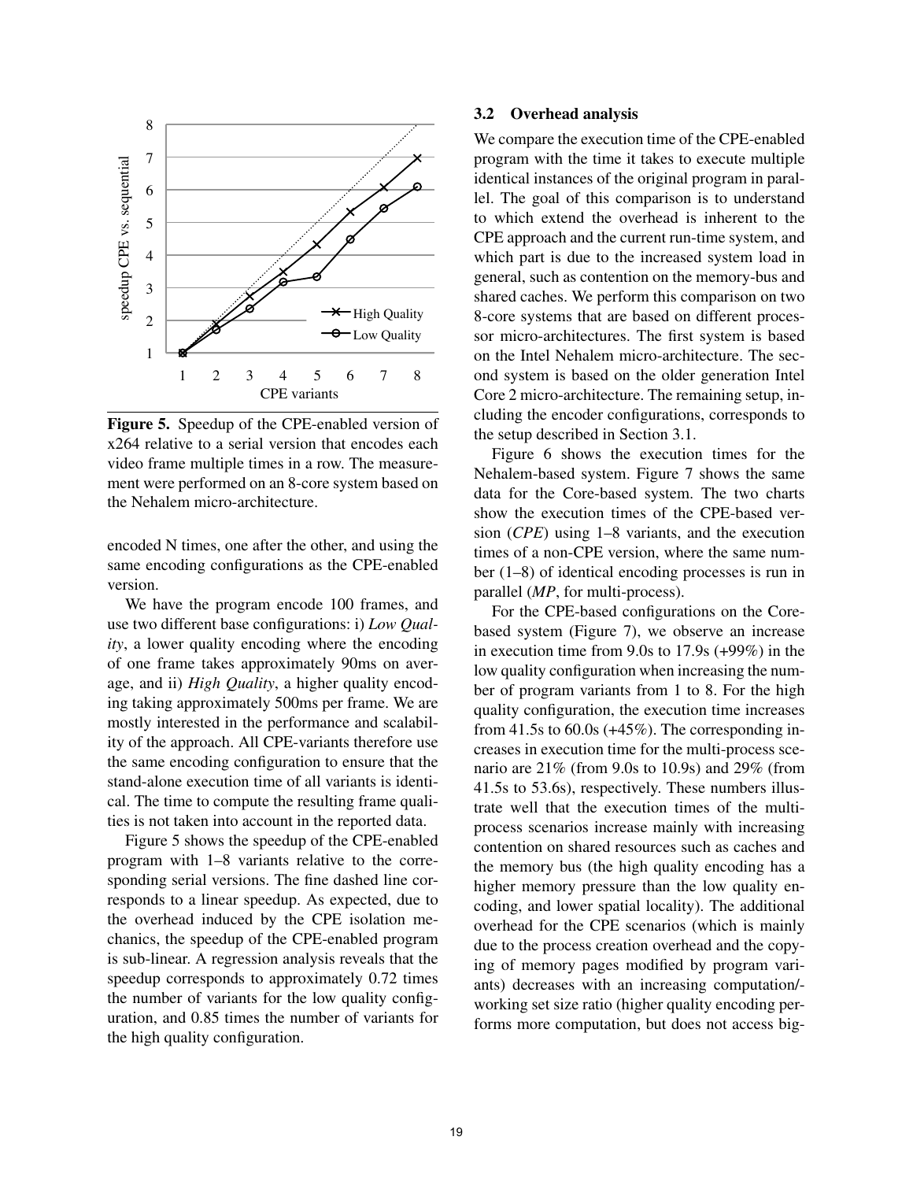**Figure 5.** Speedup of the CPE-enabled version of x264 relative to a serial version that encodes each video frame multiple times in a row. The measurement were performed on an 8-core system based on the Nehalem micro-architecture.

encoded N times, one after the other, and using the same encoding configurations as the CPE-enabled version.

We have the program encode 100 frames, and use two different base configurations: i) *Low Quality*, a lower quality encoding where the encoding of one frame takes approximately 90ms on average, and ii) *High Quality*, a higher quality encoding taking approximately 500ms per frame. We are mostly interested in the performance and scalability of the approach. All CPE-variants therefore use the same encoding configuration to ensure that the stand-alone execution time of all variants is identical. The time to compute the resulting frame qualities is not taken into account in the reported data.

Figure 5 shows the speedup of the CPE-enabled program with 1–8 variants relative to the corresponding serial versions. The fine dashed line corresponds to a linear speedup. As expected, due to the overhead induced by the CPE isolation mechanics, the speedup of the CPE-enabled program is sub-linear. A regression analysis reveals that the speedup corresponds to approximately 0.72 times the number of variants for the low quality configuration, and 0.85 times the number of variants for the high quality configuration.

### 3.2 Overhead analysis

We compare the execution time of the CPE-enabled program with the time it takes to execute multiple identical instances of the original program in parallel. The goal of this comparison is to understand to which extend the overhead is inherent to the CPE approach and the current run-time system, and which part is due to the increased system load in general, such as contention on the memory-bus and shared caches. We perform this comparison on two 8-core systems that are based on different processor micro-architectures. The first system is based on the Intel Nehalem micro-architecture. The second system is based on the older generation Intel Core 2 micro-architecture. The remaining setup, including the encoder configurations, corresponds to the setup described in Section 3.1.

Figure 6 shows the execution times for the Nehalem-based system. Figure 7 shows the same data for the Core-based system. The two charts show the execution times of the CPE-based version (*CPE*) using 1–8 variants, and the execution times of a non-CPE version, where the same number (1–8) of identical encoding processes is run in parallel (*MP*, for multi-process).

For the CPE-based configurations on the Core-based system (Figure 7), we observe an increase in execution time from 9.0s to 17.9s (+99%) in the low quality configuration when increasing the number of program variants from 1 to 8. For the high quality configuration, the execution time increases from 41.5s to 60.0s (+45%). The corresponding increases in execution time for the multi-process scenario are 21% (from 9.0s to 10.9s) and 29% (from 41.5s to 53.6s), respectively. These numbers illustrate well that the execution times of the multi-process scenarios increase mainly with increasing contention on shared resources such as caches and the memory bus (the high quality encoding has a higher memory pressure than the low quality encoding, and lower spatial locality). The additional overhead for the CPE scenarios (which is mainly due to the process creation overhead and the copying of memory pages modified by program variants) decreases with an increasing computation/-working set size ratio (higher quality encoding performs more computation, but does not access big-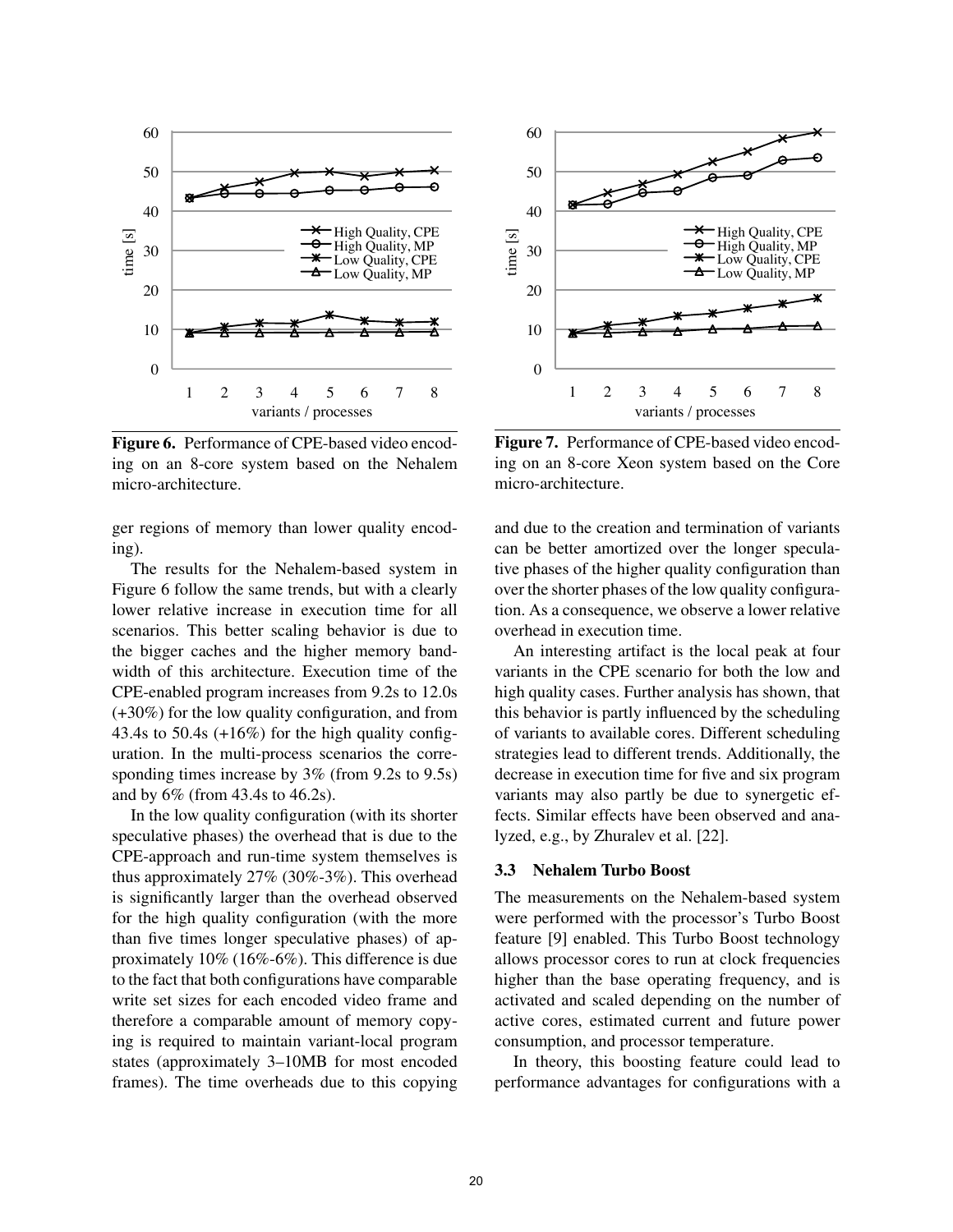Figure 6. Performance of CPE-based video encoding on an 8-core system based on the Nehalem micro-architecture.

Figure 7. Performance of CPE-based video encoding on an 8-core Xeon system based on the Core micro-architecture.

ger regions of memory than lower quality encoding).

The results for the Nehalem-based system in Figure 6 follow the same trends, but with a clearly lower relative increase in execution time for all scenarios. This better scaling behavior is due to the bigger caches and the higher memory bandwidth of this architecture. Execution time of the CPE-enabled program increases from 9.2s to 12.0s (+30%) for the low quality configuration, and from 43.4s to 50.4s (+16%) for the high quality configuration. In the multi-process scenarios the corresponding times increase by 3% (from 9.2s to 9.5s) and by 6% (from 43.4s to 46.2s).

In the low quality configuration (with its shorter speculative phases) the overhead that is due to the CPE-approach and run-time system themselves is thus approximately 27% (30%-3%). This overhead is significantly larger than the overhead observed for the high quality configuration (with the more than five times longer speculative phases) of approximately 10% (16%-6%). This difference is due to the fact that both configurations have comparable write set sizes for each encoded video frame and therefore a comparable amount of memory copying is required to maintain variant-local program states (approximately 3–10MB for most encoded frames). The time overheads due to this copying and due to the creation and termination of variants can be better amortized over the longer speculative phases of the higher quality configuration than over the shorter phases of the low quality configuration. As a consequence, we observe a lower relative overhead in execution time.

An interesting artifact is the local peak at four variants in the CPE scenario for both the low and high quality cases. Further analysis has shown, that this behavior is partly influenced by the scheduling of variants to available cores. Different scheduling strategies lead to different trends. Additionally, the decrease in execution time for five and six program variants may also partly be due to synergetic effects. Similar effects have been observed and analyzed, e.g., by Zhuralev et al. [22].

### 3.3 Nehalem Turbo Boost

The measurements on the Nehalem-based system were performed with the processor's Turbo Boost feature [9] enabled. This Turbo Boost technology allows processor cores to run at clock frequencies higher than the base operating frequency, and is activated and scaled depending on the number of active cores, estimated current and future power consumption, and processor temperature.

In theory, this boosting feature could lead to performance advantages for configurations with a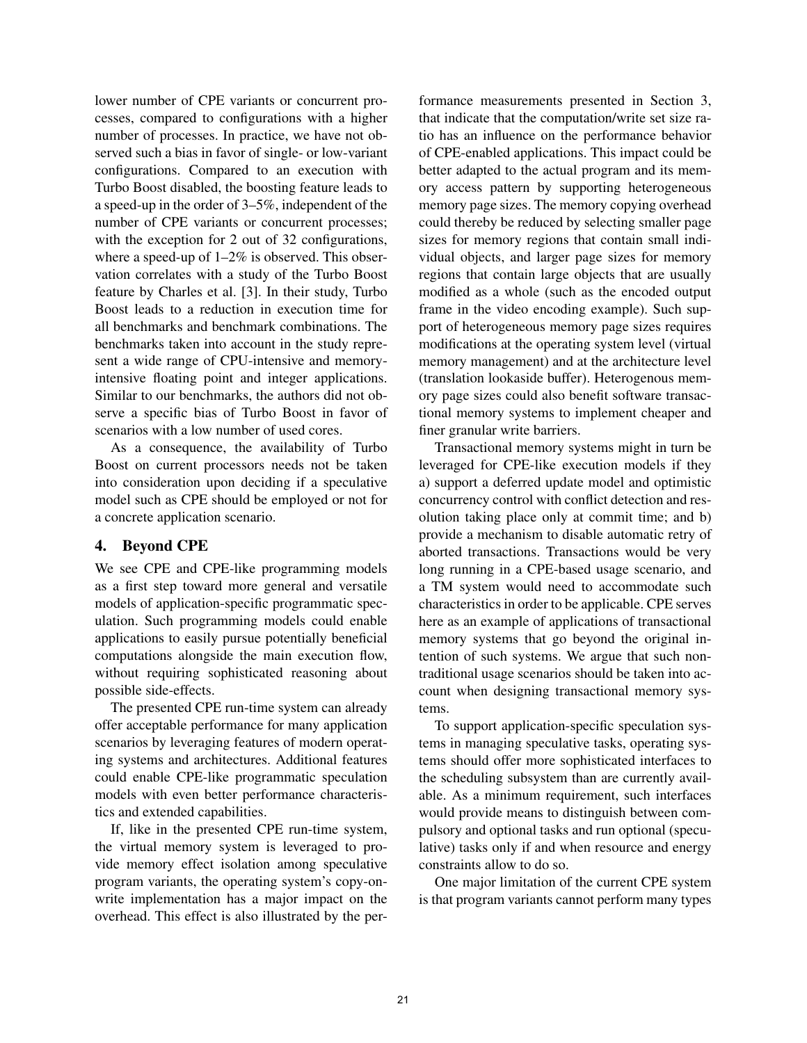lower number of CPE variants or concurrent processes, compared to configurations with a higher number of processes. In practice, we have not observed such a bias in favor of single- or low-variant configurations. Compared to an execution with Turbo Boost disabled, the boosting feature leads to a speed-up in the order of 3–5%, independent of the number of CPE variants or concurrent processes; with the exception for 2 out of 32 configurations, where a speed-up of 1–2% is observed. This observation correlates with a study of the Turbo Boost feature by Charles et al. [3]. In their study, Turbo Boost leads to a reduction in execution time for all benchmarks and benchmark combinations. The benchmarks taken into account in the study represent a wide range of CPU-intensive and memory-intensive floating point and integer applications. Similar to our benchmarks, the authors did not observe a specific bias of Turbo Boost in favor of scenarios with a low number of used cores.

As a consequence, the availability of Turbo Boost on current processors needs not be taken into consideration upon deciding if a speculative model such as CPE should be employed or not for a concrete application scenario.

## 4. Beyond CPE

We see CPE and CPE-like programming models as a first step toward more general and versatile models of application-specific programmatic speculation. Such programming models could enable applications to easily pursue potentially beneficial computations alongside the main execution flow, without requiring sophisticated reasoning about possible side-effects.

The presented CPE run-time system can already offer acceptable performance for many application scenarios by leveraging features of modern operating systems and architectures. Additional features could enable CPE-like programmatic speculation models with even better performance characteristics and extended capabilities.

If, like in the presented CPE run-time system, the virtual memory system is leveraged to provide memory effect isolation among speculative program variants, the operating system's copy-on-write implementation has a major impact on the overhead. This effect is also illustrated by the performance measurements presented in Section 3, that indicate that the computation/write set size ratio has an influence on the performance behavior of CPE-enabled applications. This impact could be better adapted to the actual program and its memory access pattern by supporting heterogeneous memory page sizes. The memory copying overhead could thereby be reduced by selecting smaller page sizes for memory regions that contain small individual objects, and larger page sizes for memory regions that contain large objects that are usually modified as a whole (such as the encoded output frame in the video encoding example). Such support of heterogeneous memory page sizes requires modifications at the operating system level (virtual memory management) and at the architecture level (translation lookaside buffer). Heterogenous memory page sizes could also benefit software transactional memory systems to implement cheaper and finer granular write barriers.

Transactional memory systems might in turn be leveraged for CPE-like execution models if they a) support a deferred update model and optimistic concurrency control with conflict detection and resolution taking place only at commit time; and b) provide a mechanism to disable automatic retry of aborted transactions. Transactions would be very long running in a CPE-based usage scenario, and a TM system would need to accommodate such characteristics in order to be applicable. CPE serves here as an example of applications of transactional memory systems that go beyond the original intention of such systems. We argue that such non-traditional usage scenarios should be taken into account when designing transactional memory systems.

To support application-specific speculation systems in managing speculative tasks, operating systems should offer more sophisticated interfaces to the scheduling subsystem than are currently available. As a minimum requirement, such interfaces would provide means to distinguish between compulsory and optional tasks and run optional (speculative) tasks only if and when resource and energy constraints allow to do so.

One major limitation of the current CPE system is that program variants cannot perform many types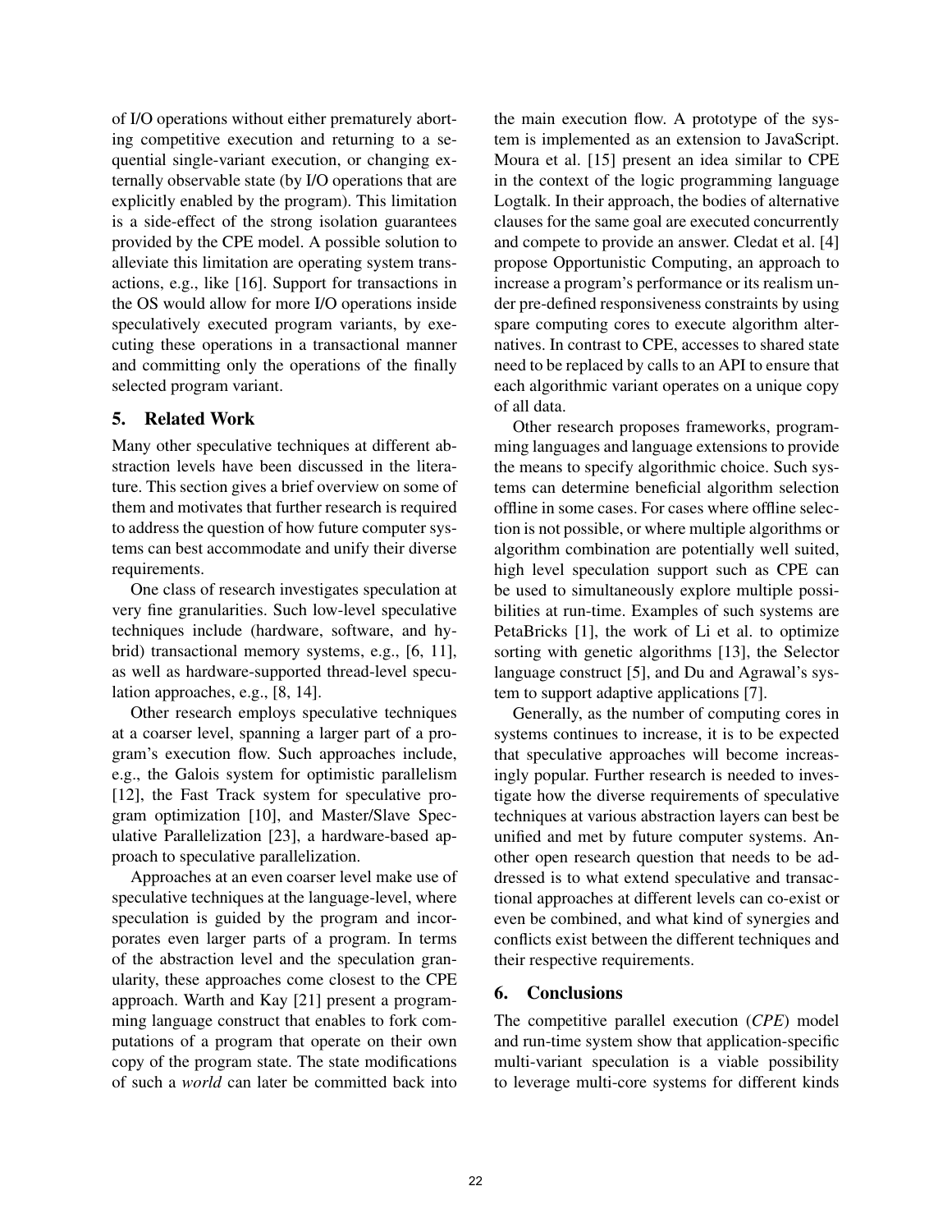of I/O operations without either prematurely aborting competitive execution and returning to a sequential single-variant execution, or changing externally observable state (by I/O operations that are explicitly enabled by the program). This limitation is a side-effect of the strong isolation guarantees provided by the CPE model. A possible solution to alleviate this limitation are operating system transactions, e.g., like [16]. Support for transactions in the OS would allow for more I/O operations inside speculatively executed program variants, by executing these operations in a transactional manner and committing only the operations of the finally selected program variant.

## 5. Related Work

Many other speculative techniques at different abstraction levels have been discussed in the literature. This section gives a brief overview on some of them and motivates that further research is required to address the question of how future computer systems can best accommodate and unify their diverse requirements.

One class of research investigates speculation at very fine granularities. Such low-level speculative techniques include (hardware, software, and hybrid) transactional memory systems, e.g., [6, 11], as well as hardware-supported thread-level speculation approaches, e.g., [8, 14].

Other research employs speculative techniques at a coarser level, spanning a larger part of a program's execution flow. Such approaches include, e.g., the Galois system for optimistic parallelism [12], the Fast Track system for speculative program optimization [10], and Master/Slave Speculative Parallelization [23], a hardware-based approach to speculative parallelization.

Approaches at an even coarser level make use of speculative techniques at the language-level, where speculation is guided by the program and incorporates even larger parts of a program. In terms of the abstraction level and the speculation granularity, these approaches come closest to the CPE approach. Warth and Kay [21] present a programming language construct that enables to fork computations of a program that operate on their own copy of the program state. The state modifications of such a *world* can later be committed back into the main execution flow. A prototype of the system is implemented as an extension to JavaScript. Moura et al. [15] present an idea similar to CPE in the context of the logic programming language Logtalk. In their approach, the bodies of alternative clauses for the same goal are executed concurrently and compete to provide an answer. Cledat et al. [4] propose Opportunistic Computing, an approach to increase a program's performance or its realism under pre-defined responsiveness constraints by using spare computing cores to execute algorithm alternatives. In contrast to CPE, accesses to shared state need to be replaced by calls to an API to ensure that each algorithmic variant operates on a unique copy of all data.

Other research proposes frameworks, programming languages and language extensions to provide the means to specify algorithmic choice. Such systems can determine beneficial algorithm selection offline in some cases. For cases where offline selection is not possible, or where multiple algorithms or algorithm combination are potentially well suited, high level speculation support such as CPE can be used to simultaneously explore multiple possibilities at run-time. Examples of such systems are PetaBricks [1], the work of Li et al. to optimize sorting with genetic algorithms [13], the Selector language construct [5], and Du and Agrawal's system to support adaptive applications [7].

Generally, as the number of computing cores in systems continues to increase, it is to be expected that speculative approaches will become increasingly popular. Further research is needed to investigate how the diverse requirements of speculative techniques at various abstraction layers can best be unified and met by future computer systems. Another open research question that needs to be addressed is to what extend speculative and transactional approaches at different levels can co-exist or even be combined, and what kind of synergies and conflicts exist between the different techniques and their respective requirements.

## 6. Conclusions

The competitive parallel execution (*CPE*) model and run-time system show that application-specific multi-variant speculation is a viable possibility to leverage multi-core systems for different kinds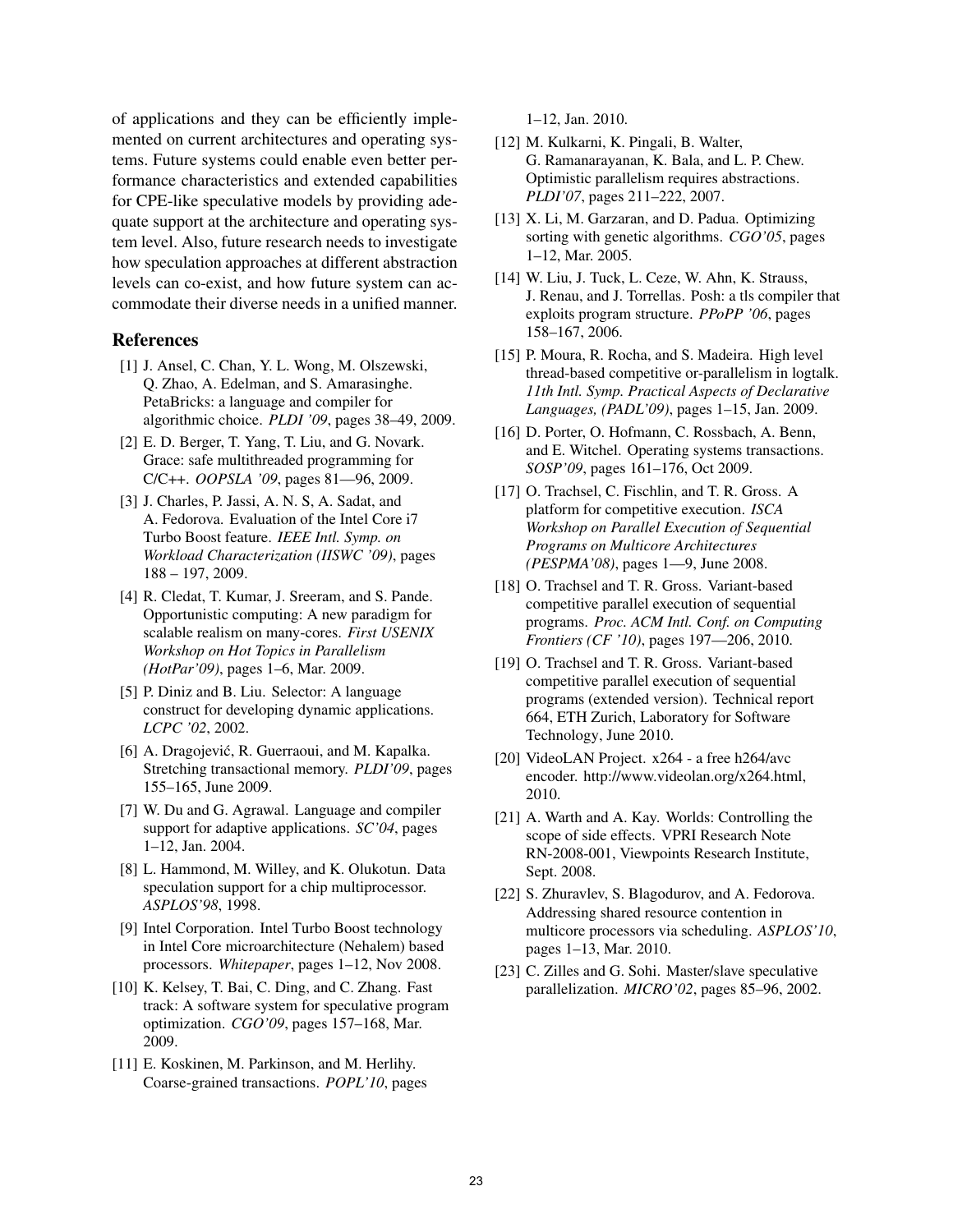of applications and they can be efficiently implemented on current architectures and operating systems. Future systems could enable even better performance characteristics and extended capabilities for CPE-like speculative models by providing adequate support at the architecture and operating system level. Also, future research needs to investigate how speculation approaches at different abstraction levels can co-exist, and how future system can accommodate their diverse needs in a unified manner.

## References

[1] J. Ansel, C. Chan, Y. L. Wong, M. Olszewski, Q. Zhao, A. Edelman, and S. Amarasinghe. PetaBricks: a language and compiler for algorithmic choice. *PLDI '09*, pages 38–49, 2009.

[2] E. D. Berger, T. Yang, T. Liu, and G. Novark. Grace: safe multithreaded programming for C/C++. *OOPSLA '09*, pages 81—96, 2009.

[3] J. Charles, P. Jassi, A. N. S, A. Sadat, and A. Fedorova. Evaluation of the Intel Core i7 Turbo Boost feature. *IEEE Intl. Symp. on Workload Characterization (IISWC '09)*, pages 188 – 197, 2009.

[4] R. Cledat, T. Kumar, J. Sreeram, and S. Pande. Opportunistic computing: A new paradigm for scalable realism on many-cores. *First USENIX Workshop on Hot Topics in Parallelism (HotPar'09)*, pages 1–6, Mar. 2009.

[5] P. Diniz and B. Liu. Selector: A language construct for developing dynamic applications. *LCPC '02*, 2002.

[6] A. Dragojević, R. Guerraoui, and M. Kapalka. Stretching transactional memory. *PLDI'09*, pages 155–165, June 2009.

[7] W. Du and G. Agrawal. Language and compiler support for adaptive applications. *SC'04*, pages 1–12, Jan. 2004.

[8] L. Hammond, M. Willey, and K. Olukotun. Data speculation support for a chip multiprocessor. *ASPLOS'98*, 1998.

[9] Intel Corporation. Intel Turbo Boost technology in Intel Core microarchitecture (Nehalem) based processors. *Whitepaper*, pages 1–12, Nov 2008.

[10] K. Kelsey, T. Bai, C. Ding, and C. Zhang. Fast track: A software system for speculative program optimization. *CGO'09*, pages 157–168, Mar. 2009.

[11] E. Koskinen, M. Parkinson, and M. Herlihy. Coarse-grained transactions. *POPL'10*, pages 1–12, Jan. 2010.

[12] M. Kulkarni, K. Pingali, B. Walter, G. Ramanarayanan, K. Bala, and L. P. Chew. Optimistic parallelism requires abstractions. *PLDI'07*, pages 211–222, 2007.

[13] X. Li, M. Garzaran, and D. Padua. Optimizing sorting with genetic algorithms. *CGO'05*, pages 1–12, Mar. 2005.

[14] W. Liu, J. Tuck, L. Ceze, W. Ahn, K. Strauss, J. Renau, and J. Torrellas. Posh: a tls compiler that exploits program structure. *PPoPP '06*, pages 158–167, 2006.

[15] P. Moura, R. Rocha, and S. Madeira. High level thread-based competitive or-parallelism in logtalk. *11th Intl. Symp. Practical Aspects of Declarative Languages, (PADL'09)*, pages 1–15, Jan. 2009.

[16] D. Porter, O. Hofmann, C. Rossbach, A. Benn, and E. Witchel. Operating systems transactions. *SOSP'09*, pages 161–176, Oct 2009.

[17] O. Trachsel, C. Fischlin, and T. R. Gross. A platform for competitive execution. *ISCA Workshop on Parallel Execution of Sequential Programs on Multicore Architectures (PESPMA'08)*, pages 1—9, June 2008.

[18] O. Trachsel and T. R. Gross. Variant-based competitive parallel execution of sequential programs. *Proc. ACM Intl. Conf. on Computing Frontiers (CF '10)*, pages 197—206, 2010.

[19] O. Trachsel and T. R. Gross. Variant-based competitive parallel execution of sequential programs (extended version). Technical report 664, ETH Zurich, Laboratory for Software Technology, June 2010.

[20] VideoLAN Project. x264 - a free h264/avc encoder. http://www.videolan.org/x264.html, 2010.

[21] A. Warth and A. Kay. Worlds: Controlling the scope of side effects. VPRI Research Note RN-2008-001, Viewpoints Research Institute, Sept. 2008.

[22] S. Zhuravlev, S. Blagodurov, and A. Fedorova. Addressing shared resource contention in multicore processors via scheduling. *ASPLOS'10*, pages 1–13, Mar. 2010.

[23] C. Zilles and G. Sohi. Master/slave speculative parallelization. *MICRO'02*, pages 85–96, 2002.